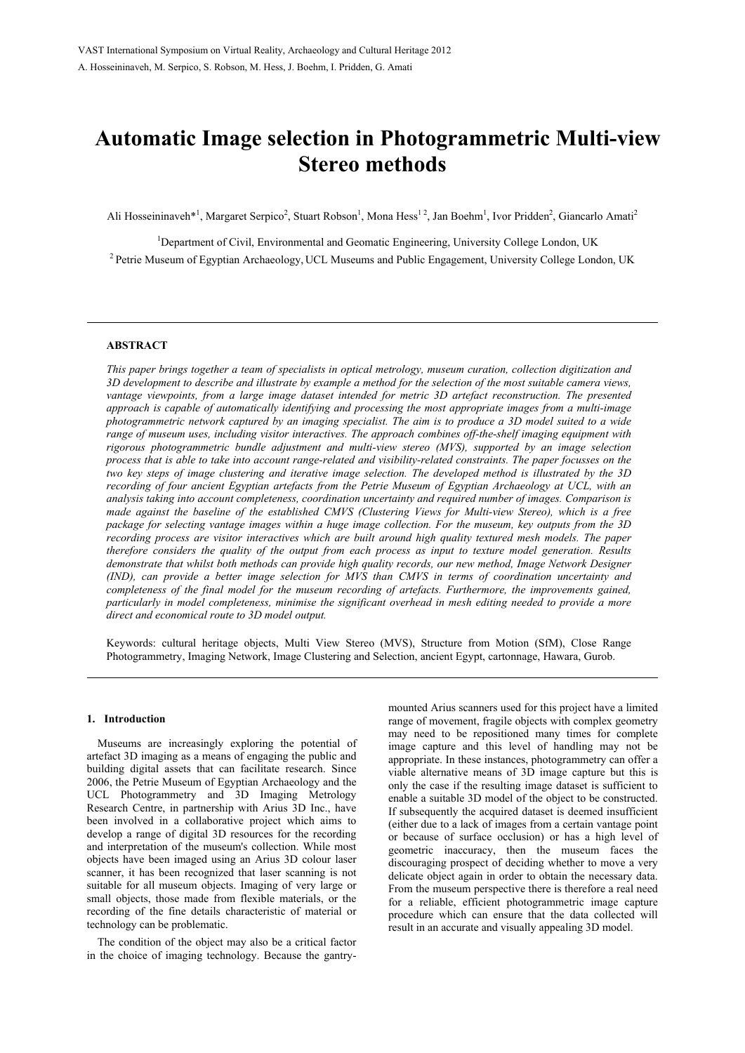# Automatic Image selection in Photogrammetric Multi-view Stereo methods

Ali Hosseininaveh*[1], Margaret Serpico[2], Stuart Robson[1], Mona Hess[1 2], Jan Boehm[1], Ivor Pridden[2], Giancarlo Amati[2]

[1]Department of Civil, Environmental and Geomatic Engineering, University College London, UK

[2] Petrie Museum of Egyptian Archaeology, UCL Museums and Public Engagement, University College London, UK

---

**ABSTRACT**

*This paper brings together a team of specialists in optical metrology, museum curation, collection digitization and 3D development to describe and illustrate by example a method for the selection of the most suitable camera views, vantage viewpoints, from a large image dataset intended for metric 3D artefact reconstruction. The presented approach is capable of automatically identifying and processing the most appropriate images from a multi-image photogrammetric network captured by an imaging specialist. The aim is to produce a 3D model suited to a wide range of museum uses, including visitor interactives. The approach combines off-the-shelf imaging equipment with rigorous photogrammetric bundle adjustment and multi-view stereo (MVS), supported by an image selection process that is able to take into account range-related and visibility-related constraints. The paper focusses on the two key steps of image clustering and iterative image selection. The developed method is illustrated by the 3D recording of four ancient Egyptian artefacts from the Petrie Museum of Egyptian Archaeology at UCL, with an analysis taking into account completeness, coordination uncertainty and required number of images. Comparison is made against the baseline of the established CMVS (Clustering Views for Multi-view Stereo), which is a free package for selecting vantage images within a huge image collection. For the museum, key outputs from the 3D recording process are visitor interactives which are built around high quality textured mesh models. The paper therefore considers the quality of the output from each process as input to texture model generation. Results demonstrate that whilst both methods can provide high quality records, our new method, Image Network Designer (IND), can provide a better image selection for MVS than CMVS in terms of coordination uncertainty and completeness of the final model for the museum recording of artefacts. Furthermore, the improvements gained, particularly in model completeness, minimise the significant overhead in mesh editing needed to provide a more direct and economical route to 3D model output.*

Keywords: cultural heritage objects, Multi View Stereo (MVS), Structure from Motion (SfM), Close Range Photogrammetry, Imaging Network, Image Clustering and Selection, ancient Egypt, cartonnage, Hawara, Gurob.

---

## 1. Introduction

Museums are increasingly exploring the potential of artefact 3D imaging as a means of engaging the public and building digital assets that can facilitate research. Since 2006, the Petrie Museum of Egyptian Archaeology and the UCL Photogrammetry and 3D Imaging Metrology Research Centre, in partnership with Arius 3D Inc., have been involved in a collaborative project which aims to develop a range of digital 3D resources for the recording and interpretation of the museum's collection. While most objects have been imaged using an Arius 3D colour laser scanner, it has been recognized that laser scanning is not suitable for all museum objects. Imaging of very large or small objects, those made from flexible materials, or the recording of the fine details characteristic of material or technology can be problematic.

The condition of the object may also be a critical factor in the choice of imaging technology. Because the gantry-mounted Arius scanners used for this project have a limited range of movement, fragile objects with complex geometry may need to be repositioned many times for complete image capture and this level of handling may not be appropriate. In these instances, photogrammetry can offer a viable alternative means of 3D image capture but this is only the case if the resulting image dataset is sufficient to enable a suitable 3D model of the object to be constructed. If subsequently the acquired dataset is deemed insufficient (either due to a lack of images from a certain vantage point or because of surface occlusion) or has a high level of geometric inaccuracy, then the museum faces the discouraging prospect of deciding whether to move a very delicate object again in order to obtain the necessary data. From the museum perspective there is therefore a real need for a reliable, efficient photogrammetric image capture procedure which can ensure that the data collected will result in an accurate and visually appealing 3D model.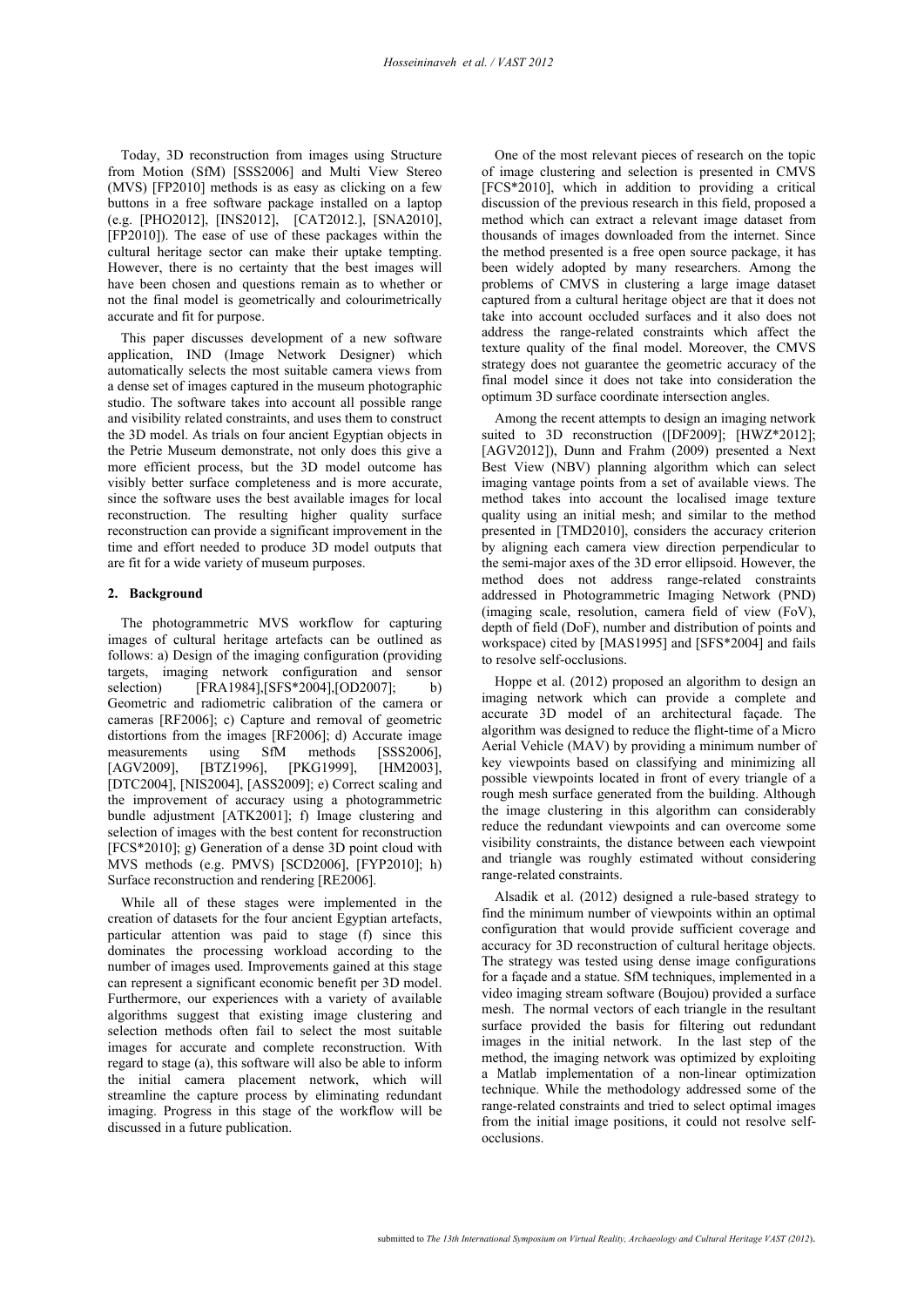Today, 3D reconstruction from images using Structure from Motion (SfM) [SSS2006] and Multi View Stereo (MVS) [FP2010] methods is as easy as clicking on a few buttons in a free software package installed on a laptop (e.g. [PHO2012], [INS2012], [CAT2012.], [SNA2010], [FP2010]). The ease of use of these packages within the cultural heritage sector can make their uptake tempting. However, there is no certainty that the best images will have been chosen and questions remain as to whether or not the final model is geometrically and colourimetrically accurate and fit for purpose.

This paper discusses development of a new software application, IND (Image Network Designer) which automatically selects the most suitable camera views from a dense set of images captured in the museum photographic studio. The software takes into account all possible range and visibility related constraints, and uses them to construct the 3D model. As trials on four ancient Egyptian objects in the Petrie Museum demonstrate, not only does this give a more efficient process, but the 3D model outcome has visibly better surface completeness and is more accurate, since the software uses the best available images for local reconstruction. The resulting higher quality surface reconstruction can provide a significant improvement in the time and effort needed to produce 3D model outputs that are fit for a wide variety of museum purposes.

## 2. Background

The photogrammetric MVS workflow for capturing images of cultural heritage artefacts can be outlined as follows: a) Design of the imaging configuration (providing targets, imaging network configuration and sensor selection) [FRA1984],[SFS*2004],[OD2007]; b) Geometric and radiometric calibration of the camera or cameras [RF2006]; c) Capture and removal of geometric distortions from the images [RF2006]; d) Accurate image measurements using SfM methods [SSS2006], [AGV2009], [BTZ1996], [PKG1999], [HM2003], [DTC2004], [NIS2004], [ASS2009]; e) Correct scaling and the improvement of accuracy using a photogrammetric bundle adjustment [ATK2001]; f) Image clustering and selection of images with the best content for reconstruction [FCS*2010]; g) Generation of a dense 3D point cloud with MVS methods (e.g. PMVS) [SCD2006], [FYP2010]; h) Surface reconstruction and rendering [RE2006].

While all of these stages were implemented in the creation of datasets for the four ancient Egyptian artefacts, particular attention was paid to stage (f) since this dominates the processing workload according to the number of images used. Improvements gained at this stage can represent a significant economic benefit per 3D model. Furthermore, our experiences with a variety of available algorithms suggest that existing image clustering and selection methods often fail to select the most suitable images for accurate and complete reconstruction. With regard to stage (a), this software will also be able to inform the initial camera placement network, which will streamline the capture process by eliminating redundant imaging. Progress in this stage of the workflow will be discussed in a future publication.

One of the most relevant pieces of research on the topic of image clustering and selection is presented in CMVS [FCS*2010], which in addition to providing a critical discussion of the previous research in this field, proposed a method which can extract a relevant image dataset from thousands of images downloaded from the internet. Since the method presented is a free open source package, it has been widely adopted by many researchers. Among the problems of CMVS in clustering a large image dataset captured from a cultural heritage object are that it does not take into account occluded surfaces and it also does not address the range-related constraints which affect the texture quality of the final model. Moreover, the CMVS strategy does not guarantee the geometric accuracy of the final model since it does not take into consideration the optimum 3D surface coordinate intersection angles.

Among the recent attempts to design an imaging network suited to 3D reconstruction ([DF2009]; [HWZ*2012]; [AGV2012]), Dunn and Frahm (2009) presented a Next Best View (NBV) planning algorithm which can select imaging vantage points from a set of available views. The method takes into account the localised image texture quality using an initial mesh; and similar to the method presented in [TMD2010], considers the accuracy criterion by aligning each camera view direction perpendicular to the semi-major axes of the 3D error ellipsoid. However, the method does not address range-related constraints addressed in Photogrammetric Imaging Network (PND) (imaging scale, resolution, camera field of view (FoV), depth of field (DoF), number and distribution of points and workspace) cited by [MAS1995] and [SFS*2004] and fails to resolve self-occlusions.

Hoppe et al. (2012) proposed an algorithm to design an imaging network which can provide a complete and accurate 3D model of an architectural façade. The algorithm was designed to reduce the flight-time of a Micro Aerial Vehicle (MAV) by providing a minimum number of key viewpoints based on classifying and minimizing all possible viewpoints located in front of every triangle of a rough mesh surface generated from the building. Although the image clustering in this algorithm can considerably reduce the redundant viewpoints and can overcome some visibility constraints, the distance between each viewpoint and triangle was roughly estimated without considering range-related constraints.

Alsadik et al. (2012) designed a rule-based strategy to find the minimum number of viewpoints within an optimal configuration that would provide sufficient coverage and accuracy for 3D reconstruction of cultural heritage objects. The strategy was tested using dense image configurations for a façade and a statue. SfM techniques, implemented in a video imaging stream software (Boujou) provided a surface mesh. The normal vectors of each triangle in the resultant surface provided the basis for filtering out redundant images in the initial network. In the last step of the method, the imaging network was optimized by exploiting a Matlab implementation of a non-linear optimization technique. While the methodology addressed some of the range-related constraints and tried to select optimal images from the initial image positions, it could not resolve self-occlusions.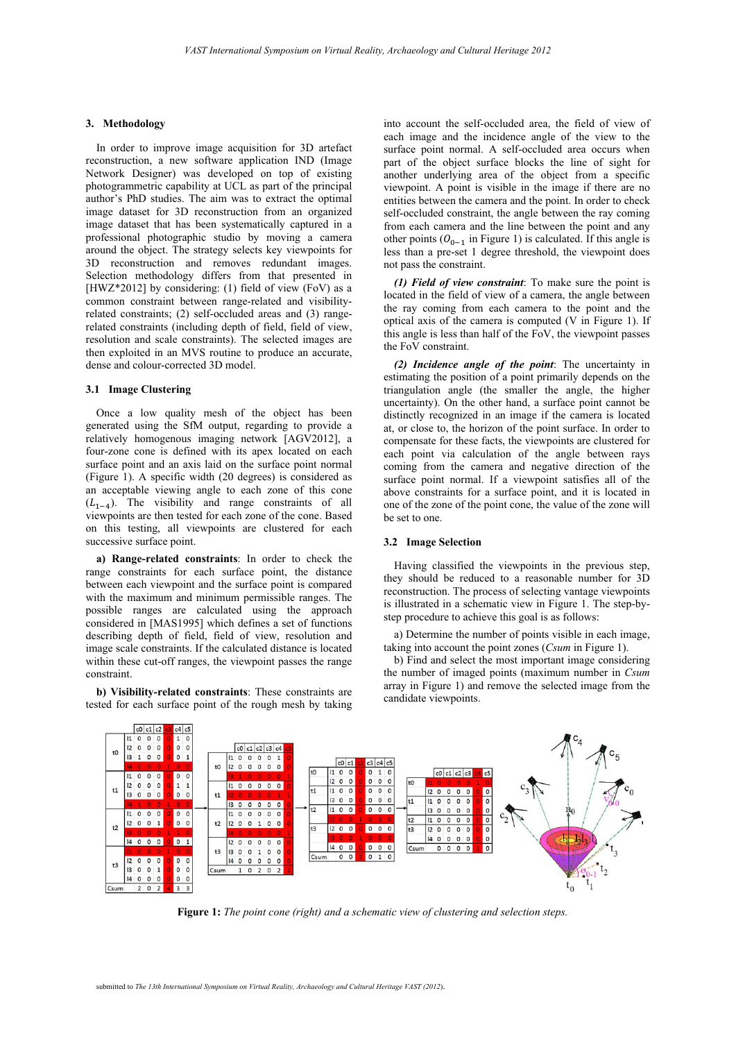## 3. Methodology

In order to improve image acquisition for 3D artefact reconstruction, a new software application IND (Image Network Designer) was developed on top of existing photogrammetric capability at UCL as part of the principal author's PhD studies. The aim was to extract the optimal image dataset for 3D reconstruction from an organized image dataset that has been systematically captured in a professional photographic studio by moving a camera around the object. The strategy selects key viewpoints for 3D reconstruction and removes redundant images. Selection methodology differs from that presented in [HWZ*2012] by considering: (1) field of view (FoV) as a common constraint between range-related and visibility-related constraints; (2) self-occluded areas and (3) range-related constraints (including depth of field, field of view, resolution and scale constraints). The selected images are then exploited in an MVS routine to produce an accurate, dense and colour-corrected 3D model.

### 3.1 Image Clustering

Once a low quality mesh of the object has been generated using the SfM output, regarding to provide a relatively homogenous imaging network [AGV2012], a four-zone cone is defined with its apex located on each surface point and an axis laid on the surface point normal (Figure 1). A specific width (20 degrees) is considered as an acceptable viewing angle to each zone of this cone ($L_{1-4}$). The visibility and range constraints of all viewpoints are then tested for each zone of the cone. Based on this testing, all viewpoints are clustered for each successive surface point.

**a) Range-related constraints**: In order to check the range constraints for each surface point, the distance between each viewpoint and the surface point is compared with the maximum and minimum permissible ranges. The possible ranges are calculated using the approach considered in [MAS1995] which defines a set of functions describing depth of field, field of view, resolution and image scale constraints. If the calculated distance is located within these cut-off ranges, the viewpoint passes the range constraint.

**b) Visibility-related constraints**: These constraints are tested for each surface point of the rough mesh by taking into account the self-occluded area, the field of view of each image and the incidence angle of the view to the surface point normal. A self-occluded area occurs when part of the object surface blocks the line of sight for another underlying area of the object from a specific viewpoint. A point is visible in the image if there are no entities between the camera and the point. In order to check self-occluded constraint, the angle between the ray coming from each camera and the line between the point and any other points ($O_{0-1}$ in Figure 1) is calculated. If this angle is less than a pre-set 1 degree threshold, the viewpoint does not pass the constraint.

***(1) Field of view constraint***: To make sure the point is located in the field of view of a camera, the angle between the ray coming from each camera to the point and the optical axis of the camera is computed (V in Figure 1). If this angle is less than half of the FoV, the viewpoint passes the FoV constraint.

***(2) Incidence angle of the point***: The uncertainty in estimating the position of a point primarily depends on the triangulation angle (the smaller the angle, the higher uncertainty). On the other hand, a surface point cannot be distinctly recognized in an image if the camera is located at, or close to, the horizon of the point surface. In order to compensate for these facts, the viewpoints are clustered for each point via calculation of the angle between rays coming from the camera and negative direction of the surface point normal. If a viewpoint satisfies all of the above constraints for a surface point, and it is located in one of the zone of the point cone, the value of the zone will be set to one.

### 3.2 Image Selection

Having classified the viewpoints in the previous step, they should be reduced to a reasonable number for 3D reconstruction. The process of selecting vantage viewpoints is illustrated in a schematic view in Figure 1. The step-by-step procedure to achieve this goal is as follows:

a) Determine the number of points visible in each image, taking into account the point zones (*Csum* in Figure 1).

b) Find and select the most important image considering the number of imaged points (maximum number in *Csum* array in Figure 1) and remove the selected image from the candidate viewpoints.

**Figure 1:** *The point cone (right) and a schematic view of clustering and selection steps.*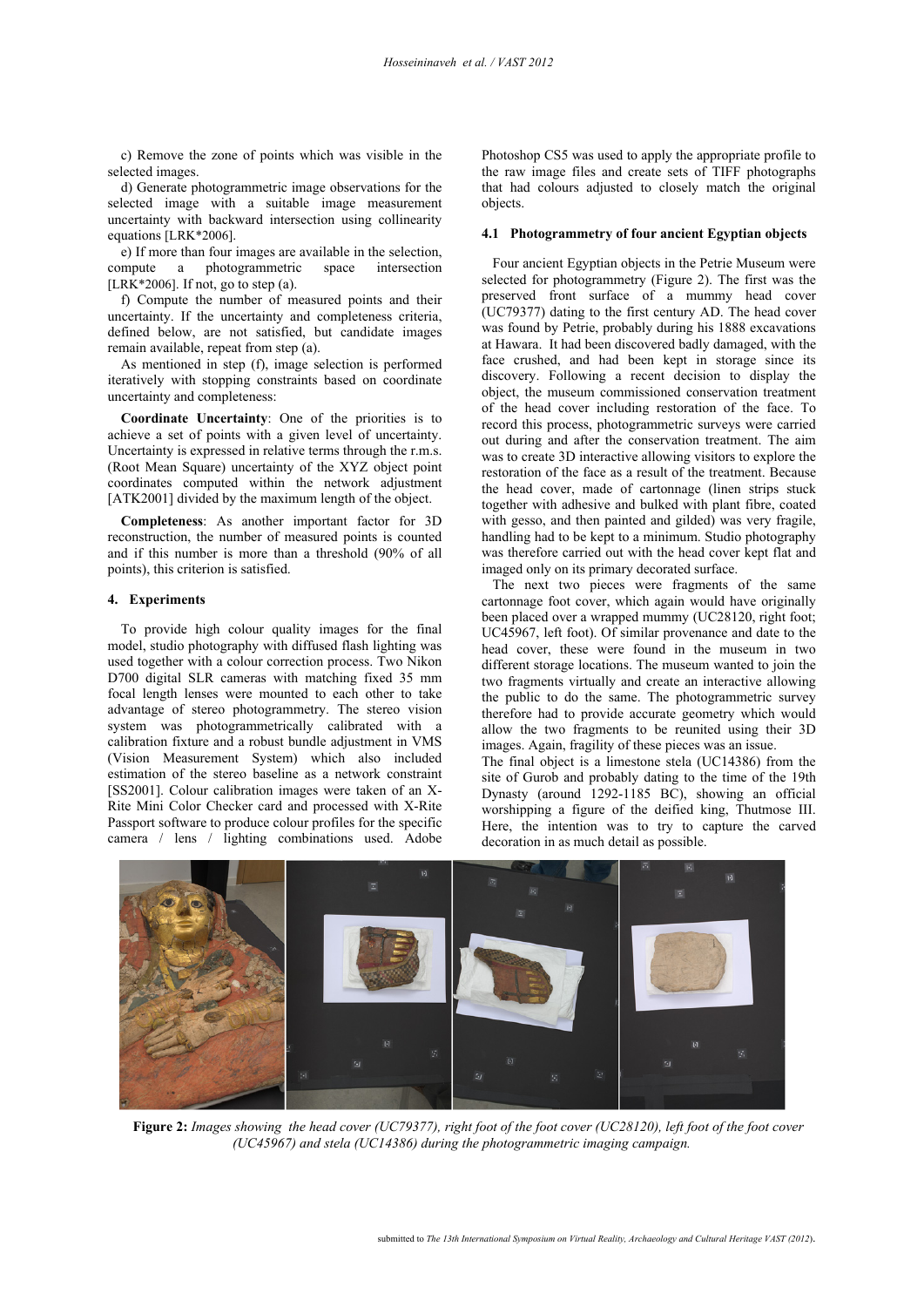c) Remove the zone of points which was visible in the selected images.

d) Generate photogrammetric image observations for the selected image with a suitable image measurement uncertainty with backward intersection using collinearity equations [LRK*2006].

e) If more than four images are available in the selection, compute a photogrammetric space intersection [LRK*2006]. If not, go to step (a).

f) Compute the number of measured points and their uncertainty. If the uncertainty and completeness criteria, defined below, are not satisfied, but candidate images remain available, repeat from step (a).

As mentioned in step (f), image selection is performed iteratively with stopping constraints based on coordinate uncertainty and completeness:

**Coordinate Uncertainty**: One of the priorities is to achieve a set of points with a given level of uncertainty. Uncertainty is expressed in relative terms through the r.m.s. (Root Mean Square) uncertainty of the XYZ object point coordinates computed within the network adjustment [ATK2001] divided by the maximum length of the object.

**Completeness**: As another important factor for 3D reconstruction, the number of measured points is counted and if this number is more than a threshold (90% of all points), this criterion is satisfied.

## 4. Experiments

To provide high colour quality images for the final model, studio photography with diffused flash lighting was used together with a colour correction process. Two Nikon D700 digital SLR cameras with matching fixed 35 mm focal length lenses were mounted to each other to take advantage of stereo photogrammetry. The stereo vision system was photogrammetrically calibrated with a calibration fixture and a robust bundle adjustment in VMS (Vision Measurement System) which also included estimation of the stereo baseline as a network constraint [SS2001]. Colour calibration images were taken of an X-Rite Mini Color Checker card and processed with X-Rite Passport software to produce colour profiles for the specific camera / lens / lighting combinations used. Adobe Photoshop CS5 was used to apply the appropriate profile to the raw image files and create sets of TIFF photographs that had colours adjusted to closely match the original objects.

### 4.1 Photogrammetry of four ancient Egyptian objects

Four ancient Egyptian objects in the Petrie Museum were selected for photogrammetry (Figure 2). The first was the preserved front surface of a mummy head cover (UC79377) dating to the first century AD. The head cover was found by Petrie, probably during his 1888 excavations at Hawara. It had been discovered badly damaged, with the face crushed, and had been kept in storage since its discovery. Following a recent decision to display the object, the museum commissioned conservation treatment of the head cover including restoration of the face. To record this process, photogrammetric surveys were carried out during and after the conservation treatment. The aim was to create 3D interactive allowing visitors to explore the restoration of the face as a result of the treatment. Because the head cover, made of cartonnage (linen strips stuck together with adhesive and bulked with plant fibre, coated with gesso, and then painted and gilded) was very fragile, handling had to be kept to a minimum. Studio photography was therefore carried out with the head cover kept flat and imaged only on its primary decorated surface.

The next two pieces were fragments of the same cartonnage foot cover, which again would have originally been placed over a wrapped mummy (UC28120, right foot; UC45967, left foot). Of similar provenance and date to the head cover, these were found in the museum in two different storage locations. The museum wanted to join the two fragments virtually and create an interactive allowing the public to do the same. The photogrammetric survey therefore had to provide accurate geometry which would allow the two fragments to be reunited using their 3D images. Again, fragility of these pieces was an issue.

The final object is a limestone stela (UC14386) from the site of Gurob and probably dating to the time of the 19th Dynasty (around 1292-1185 BC), showing an official worshipping a figure of the deified king, Thutmose III. Here, the intention was to try to capture the carved decoration in as much detail as possible.

**Figure 2:** *Images showing the head cover (UC79377), right foot of the foot cover (UC28120), left foot of the foot cover (UC45967) and stela (UC14386) during the photogrammetric imaging campaign.*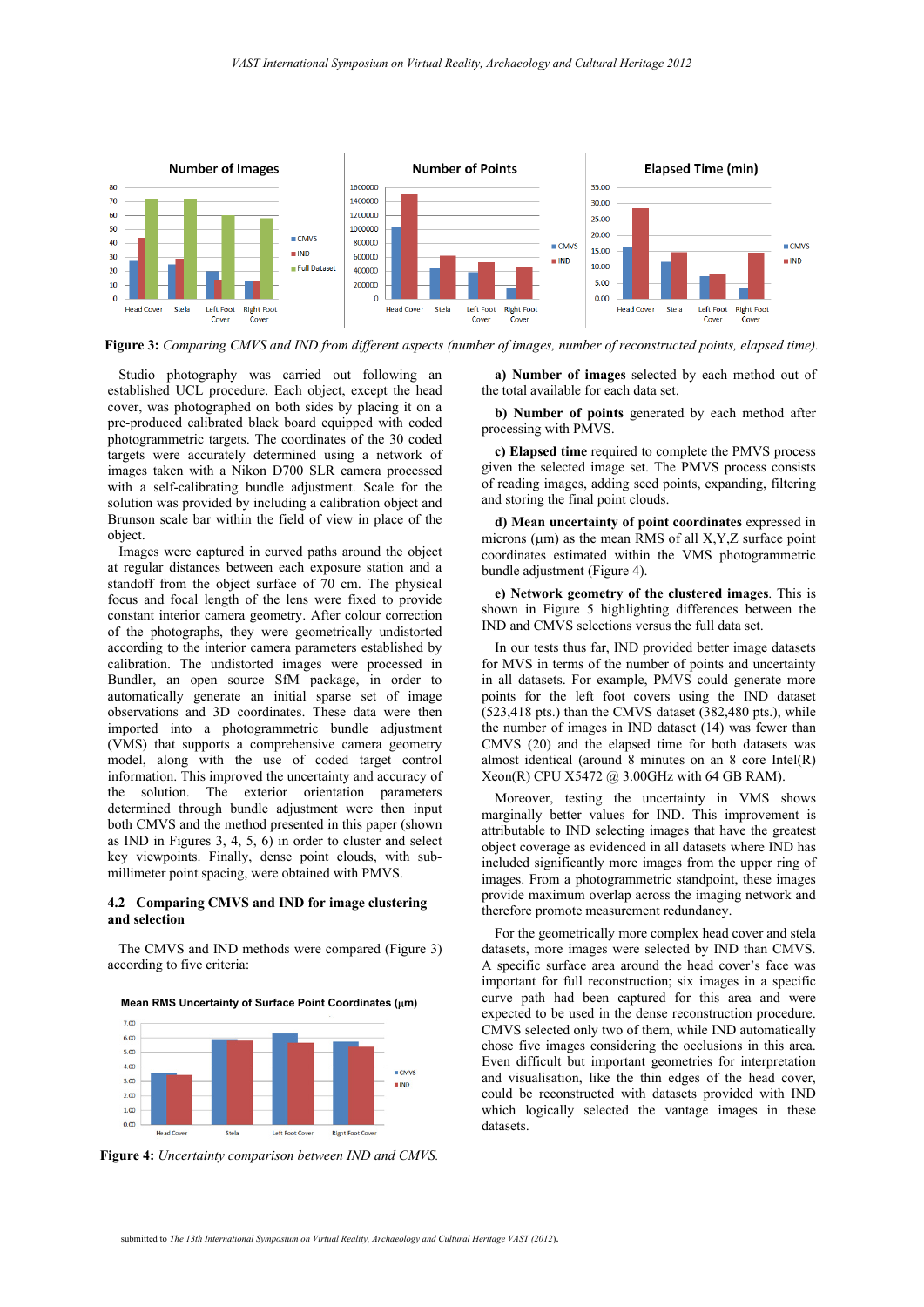**Figure 3:** *Comparing CMVS and IND from different aspects (number of images, number of reconstructed points, elapsed time).*

Studio photography was carried out following an established UCL procedure. Each object, except the head cover, was photographed on both sides by placing it on a pre-produced calibrated black board equipped with coded photogrammetric targets. The coordinates of the 30 coded targets were accurately determined using a network of images taken with a Nikon D700 SLR camera processed with a self-calibrating bundle adjustment. Scale for the solution was provided by including a calibration object and Brunson scale bar within the field of view in place of the object.

Images were captured in curved paths around the object at regular distances between each exposure station and a standoff from the object surface of 70 cm. The physical focus and focal length of the lens were fixed to provide constant interior camera geometry. After colour correction of the photographs, they were geometrically undistorted according to the interior camera parameters established by calibration. The undistorted images were processed in Bundler, an open source SfM package, in order to automatically generate an initial sparse set of image observations and 3D coordinates. These data were then imported into a photogrammetric bundle adjustment (VMS) that supports a comprehensive camera geometry model, along with the use of coded target control information. This improved the uncertainty and accuracy of the solution. The exterior orientation parameters determined through bundle adjustment were then input both CMVS and the method presented in this paper (shown as IND in Figures 3, 4, 5, 6) in order to cluster and select key viewpoints. Finally, dense point clouds, with sub-millimeter point spacing, were obtained with PMVS.

## 4.2 Comparing CMVS and IND for image clustering and selection

The CMVS and IND methods were compared (Figure 3) according to five criteria:

**Figure 4:** *Uncertainty comparison between IND and CMVS.*

**a) Number of images** selected by each method out of the total available for each data set.

**b) Number of points** generated by each method after processing with PMVS.

**c) Elapsed time** required to complete the PMVS process given the selected image set. The PMVS process consists of reading images, adding seed points, expanding, filtering and storing the final point clouds.

**d) Mean uncertainty of point coordinates** expressed in microns (μm) as the mean RMS of all X,Y,Z surface point coordinates estimated within the VMS photogrammetric bundle adjustment (Figure 4).

**e) Network geometry of the clustered images**. This is shown in Figure 5 highlighting differences between the IND and CMVS selections versus the full data set.

In our tests thus far, IND provided better image datasets for MVS in terms of the number of points and uncertainty in all datasets. For example, PMVS could generate more points for the left foot covers using the IND dataset (523,418 pts.) than the CMVS dataset (382,480 pts.), while the number of images in IND dataset (14) was fewer than CMVS (20) and the elapsed time for both datasets was almost identical (around 8 minutes on an 8 core Intel(R) Xeon(R) CPU X5472 @ 3.00GHz with 64 GB RAM).

Moreover, testing the uncertainty in VMS shows marginally better values for IND. This improvement is attributable to IND selecting images that have the greatest object coverage as evidenced in all datasets where IND has included significantly more images from the upper ring of images. From a photogrammetric standpoint, these images provide maximum overlap across the imaging network and therefore promote measurement redundancy.

For the geometrically more complex head cover and stela datasets, more images were selected by IND than CMVS. A specific surface area around the head cover's face was important for full reconstruction; six images in a specific curve path had been captured for this area and were expected to be used in the dense reconstruction procedure. CMVS selected only two of them, while IND automatically chose five images considering the occlusions in this area. Even difficult but important geometries for interpretation and visualisation, like the thin edges of the head cover, could be reconstructed with datasets provided with IND which logically selected the vantage images in these datasets.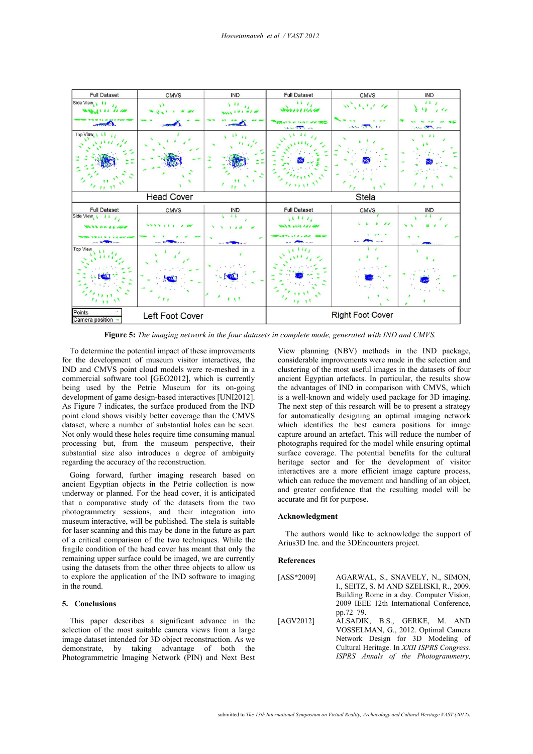**Figure 5:** *The imaging network in the four datasets in complete mode, generated with IND and CMVS.*

To determine the potential impact of these improvements for the development of museum visitor interactives, the IND and CMVS point cloud models were re-meshed in a commercial software tool [GEO2012], which is currently being used by the Petrie Museum for its on-going development of game design-based interactives [UNI2012]. As Figure 7 indicates, the surface produced from the IND point cloud shows visibly better coverage than the CMVS dataset, where a number of substantial holes can be seen. Not only would these holes require time consuming manual processing but, from the museum perspective, their substantial size also introduces a degree of ambiguity regarding the accuracy of the reconstruction.

Going forward, further imaging research based on ancient Egyptian objects in the Petrie collection is now underway or planned. For the head cover, it is anticipated that a comparative study of the datasets from the two photogrammetry sessions, and their integration into museum interactive, will be published. The stela is suitable for laser scanning and this may be done in the future as part of a critical comparison of the two techniques. While the fragile condition of the head cover has meant that only the remaining upper surface could be imaged, we are currently using the datasets from the other three objects to allow us to explore the application of the IND software to imaging in the round.

## 5. Conclusions

This paper describes a significant advance in the selection of the most suitable camera views from a large image dataset intended for 3D object reconstruction. As we demonstrate, by taking advantage of both the Photogrammetric Imaging Network (PIN) and Next Best View planning (NBV) methods in the IND package, considerable improvements were made in the selection and clustering of the most useful images in the datasets of four ancient Egyptian artefacts. In particular, the results show the advantages of IND in comparison with CMVS, which is a well-known and widely used package for 3D imaging. The next step of this research will be to present a strategy for automatically designing an optimal imaging network which identifies the best camera positions for image capture around an artefact. This will reduce the number of photographs required for the model while ensuring optimal surface coverage. The potential benefits for the cultural heritage sector and for the development of visitor interactives are a more efficient image capture process, which can reduce the movement and handling of an object, and greater confidence that the resulting model will be accurate and fit for purpose.

## Acknowledgment

The authors would like to acknowledge the support of Arius3D Inc. and the 3DEncounters project.

## References

[ASS*2009] AGARWAL, S., SNAVELY, N., SIMON, I., SEITZ, S. M AND SZELISKI, R., 2009. Building Rome in a day. Computer Vision, 2009 IEEE 12th International Conference, pp.72–79.

[AGV2012] ALSADIK, B.S., GERKE, M. AND VOSSELMAN, G., 2012. Optimal Camera Network Design for 3D Modeling of Cultural Heritage. In *XXII ISPRS Congress. ISPRS Annals of the Photogrammetry,*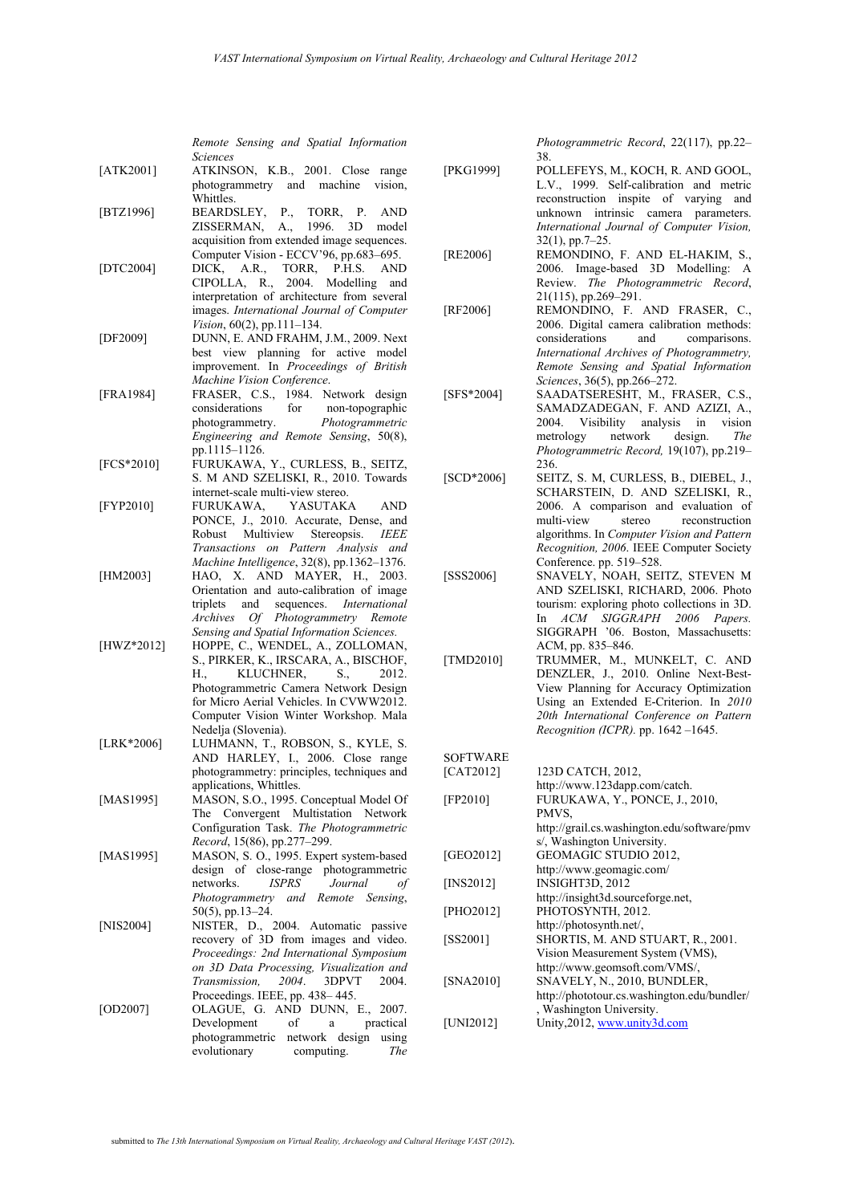*Remote Sensing and Spatial Information Sciences*

[ATK2001] ATKINSON, K.B., 2001. Close range photogrammetry and machine vision, Whittles.

[BTZ1996] BEARDSLEY, P., TORR, P. AND ZISSERMAN, A., 1996. 3D model acquisition from extended image sequences. Computer Vision - ECCV'96, pp.683–695.

[DTC2004] DICK, A.R., TORR, P.H.S. AND CIPOLLA, R., 2004. Modelling and interpretation of architecture from several images. *International Journal of Computer Vision*, 60(2), pp.111–134.

[DF2009] DUNN, E. AND FRAHM, J.M., 2009. Next best view planning for active model improvement. In *Proceedings of British Machine Vision Conference*.

[FRA1984] FRASER, C.S., 1984. Network design considerations for non-topographic photogrammetry. *Photogrammetric Engineering and Remote Sensing*, 50(8), pp.1115–1126.

[FCS*2010] FURUKAWA, Y., CURLESS, B., SEITZ, S. M AND SZELISKI, R., 2010. Towards internet-scale multi-view stereo.

[FYP2010] FURUKAWA, YASUTAKA AND PONCE, J., 2010. Accurate, Dense, and Robust Multiview Stereopsis. *IEEE Transactions on Pattern Analysis and Machine Intelligence*, 32(8), pp.1362–1376.

[HM2003] HAO, X. AND MAYER, H., 2003. Orientation and auto-calibration of image triplets and sequences. *International Archives Of Photogrammetry Remote Sensing and Spatial Information Sciences.*

[HWZ*2012] HOPPE, C., WENDEL, A., ZOLLOMAN, S., PIRKER, K., IRSCARA, A., BISCHOF, H., KLUCHNER, S., 2012. Photogrammetric Camera Network Design for Micro Aerial Vehicles. In CVWW2012. Computer Vision Winter Workshop. Mala Nedelja (Slovenia).

[LRK*2006] LUHMANN, T., ROBSON, S., KYLE, S. AND HARLEY, I., 2006. Close range photogrammetry: principles, techniques and applications, Whittles.

[MAS1995] MASON, S.O., 1995. Conceptual Model Of The Convergent Multistation Network Configuration Task. *The Photogrammetric Record*, 15(86), pp.277–299.

[MAS1995] MASON, S. O., 1995. Expert system-based design of close-range photogrammetric networks. *ISPRS Journal of Photogrammetry and Remote Sensing*, 50(5), pp.13–24.

[NIS2004] NISTER, D., 2004. Automatic passive recovery of 3D from images and video. *Proceedings: 2nd International Symposium on 3D Data Processing, Visualization and Transmission, 2004*. 3DPVT 2004. Proceedings. IEEE, pp. 438– 445.

[OD2007] OLAGUE, G. AND DUNN, E., 2007. Development of a practical photogrammetric network design using evolutionary computing. *The Photogrammetric Record*, 22(117), pp.22–38.

[PKG1999] POLLEFEYS, M., KOCH, R. AND GOOL, L.V., 1999. Self-calibration and metric reconstruction inspite of varying and unknown intrinsic camera parameters. *International Journal of Computer Vision,* 32(1), pp.7–25.

[RE2006] REMONDINO, F. AND EL-HAKIM, S., 2006. Image-based 3D Modelling: A Review. *The Photogrammetric Record*, 21(115), pp.269–291.

[RF2006] REMONDINO, F. AND FRASER, C., 2006. Digital camera calibration methods: considerations and comparisons. *International Archives of Photogrammetry, Remote Sensing and Spatial Information Sciences*, 36(5), pp.266–272.

[SFS*2004] SAADATSERESHT, M., FRASER, C.S., SAMADZADEGAN, F. AND AZIZI, A., 2004. Visibility analysis in vision metrology network design. *The Photogrammetric Record,* 19(107), pp.219–236.

[SCD*2006] SEITZ, S. M, CURLESS, B., DIEBEL, J., SCHARSTEIN, D. AND SZELISKI, R., 2006. A comparison and evaluation of multi-view stereo reconstruction algorithms. In *Computer Vision and Pattern Recognition, 2006*. IEEE Computer Society Conference. pp. 519–528.

[SSS2006] SNAVELY, NOAH, SEITZ, STEVEN M AND SZELISKI, RICHARD, 2006. Photo tourism: exploring photo collections in 3D. In *ACM SIGGRAPH 2006 Papers.* SIGGRAPH '06. Boston, Massachusetts: ACM, pp. 835–846.

[TMD2010] TRUMMER, M., MUNKELT, C. AND DENZLER, J., 2010. Online Next-Best-View Planning for Accuracy Optimization Using an Extended E-Criterion. In *2010 20th International Conference on Pattern Recognition (ICPR).* pp. 1642 –1645.

SOFTWARE

[CAT2012] 123D CATCH, 2012, http://www.123dapp.com/catch.

[FP2010] FURUKAWA, Y., PONCE, J., 2010, PMVS, http://grail.cs.washington.edu/software/pmvs/, Washington University.

[GEO2012] GEOMAGIC STUDIO 2012, http://www.geomagic.com/

[INS2012] INSIGHT3D, 2012 http://insight3d.sourceforge.net,

[PHO2012] PHOTOSYNTH, 2012. http://photosynth.net/,

[SS2001] SHORTIS, M. AND STUART, R., 2001. Vision Measurement System (VMS), http://www.geomsoft.com/VMS/,

[SNA2010] SNAVELY, N., 2010, BUNDLER, http://phototour.cs.washington.edu/bundler/, Washington University.

[UNI2012] Unity,2012, www.unity3d.com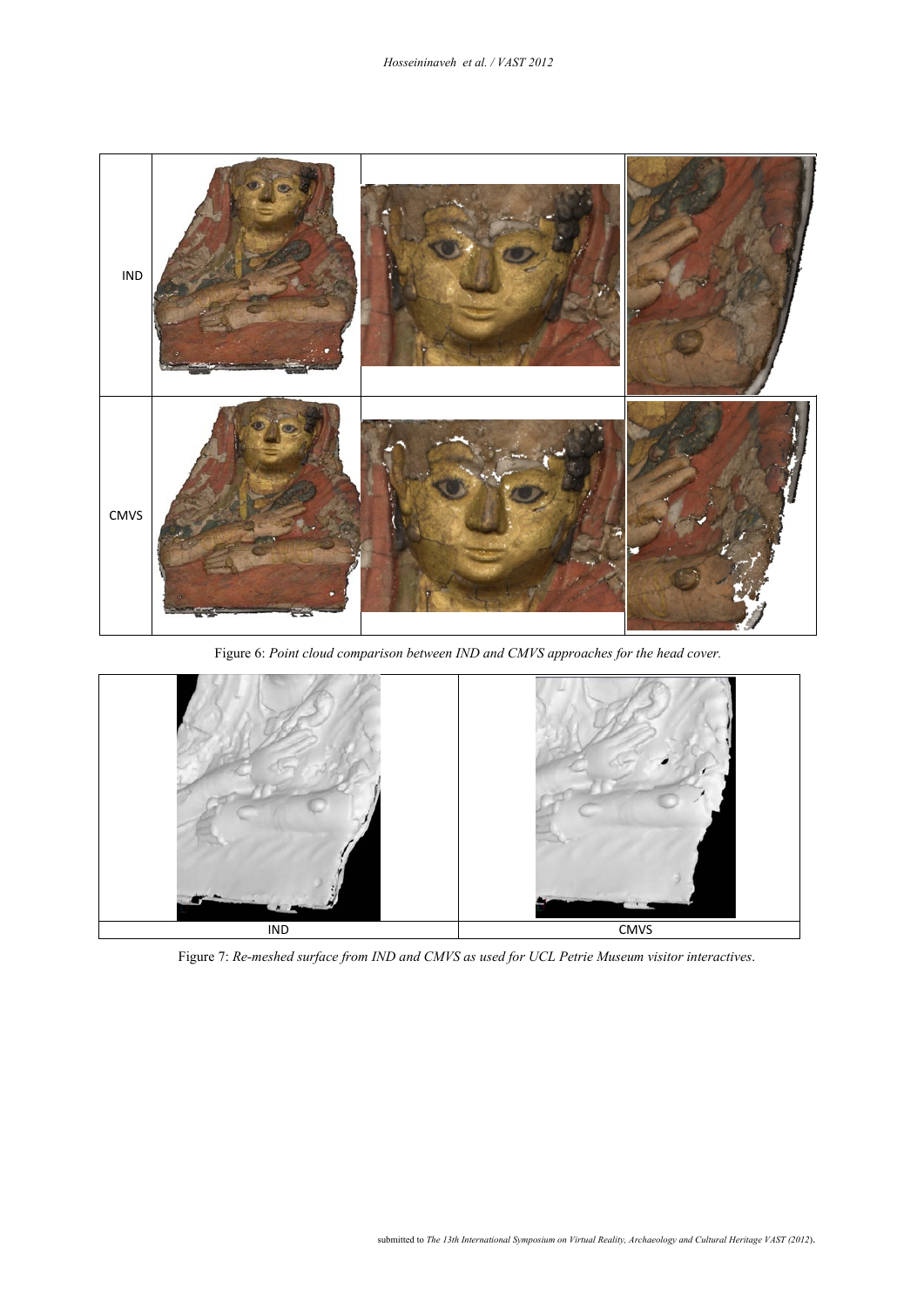IND

CMVS

Figure 6: *Point cloud comparison between IND and CMVS approaches for the head cover.*

IND

CMVS

Figure 7: *Re-meshed surface from IND and CMVS as used for UCL Petrie Museum visitor interactives*.